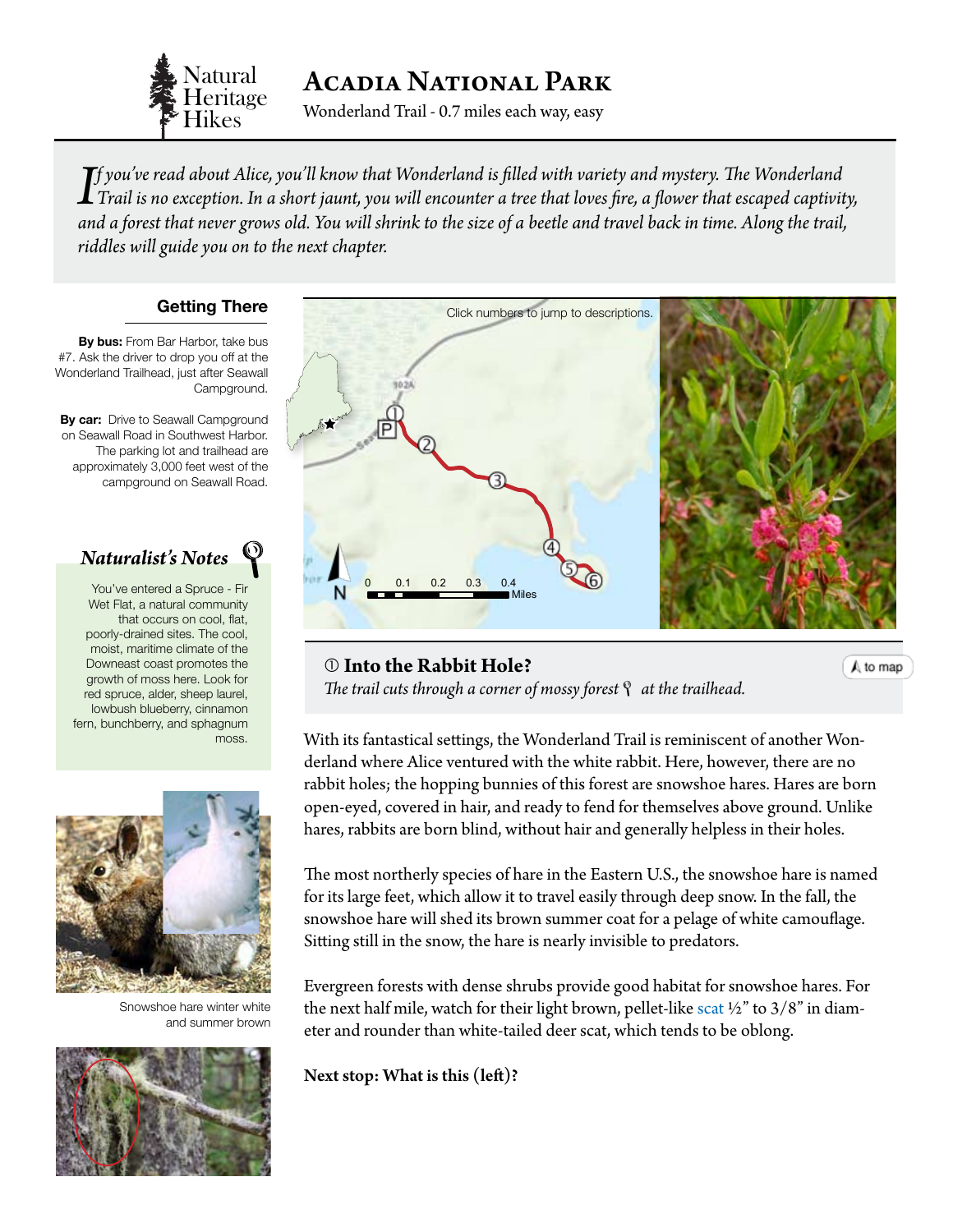Natural Heritage Hikes

# Acadia National Park

Wonderland Trail - 0.7 miles each way, easy

*If you've read about Alice, you'll know that Wonderland is filled with variety and mystery. The Wonderland Trail is no exception. In a short jaunt, you will encounter a tree that loves fire, a flower that escaped captivity, and a forest that never grows old. You will shrink to the size of a beetle and travel back in time. Along the trail, riddles will guide you on to the next chapter.*

## Getting There

**By bus:** From Bar Harbor, take bus #7. Ask the driver to drop you off at the Wonderland Trailhead, just after Seawall Campground.

**By car:** Drive to Seawall Campground on Seawall Road in Southwest Harbor. The parking lot and trailhead are approximately 3,000 feet west of the campground on Seawall Road.

Click numbers to jump to descriptions.

## *Naturalist's Notes*

You've entered a Spruce - Fir Wet Flat, a natural community that occurs on cool, flat, poorly-drained sites. The cool, moist, maritime climate of the Downeast coast promotes the growth of moss here. Look for red spruce, alder, sheep laurel, lowbush blueberry, cinnamon fern, bunchberry, and sphagnum moss.

Snowshoe hare winter white and summer brown

## ① Into the Rabbit Hole?

*The trail cuts through a corner of mossy forest at the trailhead.*

to map

With its fantastical settings, the Wonderland Trail is reminiscent of another Wonderland where Alice ventured with the white rabbit. Here, however, there are no rabbit holes; the hopping bunnies of this forest are snowshoe hares. Hares are born open-eyed, covered in hair, and ready to fend for themselves above ground. Unlike hares, rabbits are born blind, without hair and generally helpless in their holes.

The most northerly species of hare in the Eastern U.S., the snowshoe hare is named for its large feet, which allow it to travel easily through deep snow. In the fall, the snowshoe hare will shed its brown summer coat for a pelage of white camouflage. Sitting still in the snow, the hare is nearly invisible to predators.

Evergreen forests with dense shrubs provide good habitat for snowshoe hares. For the next half mile, watch for their light brown, pellet-like scat ½" to 3/8" in diameter and rounder than white-tailed deer scat, which tends to be oblong.

**Next stop: What is this (left)?**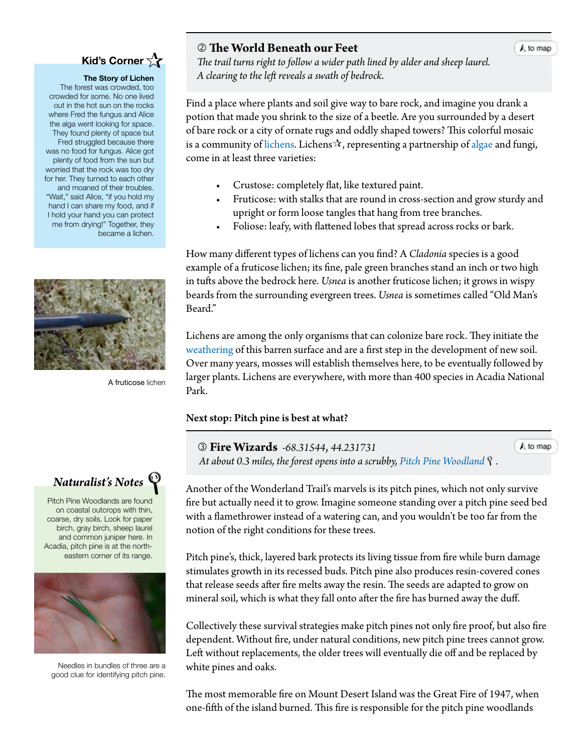## ② The World Beneath our Feet

*The trail turns right to follow a wider path lined by alder and sheep laurel. A clearing to the left reveals a swath of bedrock.*

Find a place where plants and soil give way to bare rock, and imagine you drank a potion that made you shrink to the size of a beetle. Are you surrounded by a desert of bare rock or a city of ornate rugs and oddly shaped towers? This colorful mosaic is a community of lichens. Lichens☆, representing a partnership of algae and fungi, come in at least three varieties:

- Crustose: completely flat, like textured paint.
- Fruticose: with stalks that are round in cross-section and grow sturdy and upright or form loose tangles that hang from tree branches.
- Foliose: leafy, with flattened lobes that spread across rocks or bark.

How many different types of lichens can you find? A *Cladonia* species is a good example of a fruticose lichen; its fine, pale green branches stand an inch or two high in tufts above the bedrock here. *Usnea* is another fruticose lichen; it grows in wispy beards from the surrounding evergreen trees. *Usnea* is sometimes called "Old Man's Beard."

Lichens are among the only organisms that can colonize bare rock. They initiate the weathering of this barren surface and are a first step in the development of new soil. Over many years, mosses will establish themselves here, to be eventually followed by larger plants. Lichens are everywhere, with more than 400 species in Acadia National Park.

**Kid's Corner ☆**

**The Story of Lichen**

The forest was crowded, too crowded for some. No one lived out in the hot sun on the rocks where Fred the fungus and Alice the alga went looking for space. They found plenty of space but Fred struggled because there was no food for fungus. Alice got plenty of food from the sun but worried that the rock was too dry for her. They turned to each other and moaned of their troubles. "Wait," said Alice, "if you hold my hand I can share my food, and if I hold your hand you can protect me from drying!" Together, they became a lichen.

A fruticose lichen

**Next stop: Pitch pine is best at what?**

## ③ Fire Wizards *-68.31544, 44.231731*

*At about 0.3 miles, the forest opens into a scrubby, Pitch Pine Woodland.*

Another of the Wonderland Trail's marvels is its pitch pines, which not only survive fire but actually need it to grow. Imagine someone standing over a pitch pine seed bed with a flamethrower instead of a watering can, and you wouldn't be too far from the notion of the right conditions for these trees.

Pitch pine's, thick, layered bark protects its living tissue from fire while burn damage stimulates growth in its recessed buds. Pitch pine also produces resin-covered cones that release seeds after fire melts away the resin. The seeds are adapted to grow on mineral soil, which is what they fall onto after the fire has burned away the duff.

Collectively these survival strategies make pitch pines not only fire proof, but also fire dependent. Without fire, under natural conditions, new pitch pine trees cannot grow. Left without replacements, the older trees will eventually die off and be replaced by white pines and oaks.

The most memorable fire on Mount Desert Island was the Great Fire of 1947, when one-fifth of the island burned. This fire is responsible for the pitch pine woodlands

***Naturalist's Notes***

Pitch Pine Woodlands are found on coastal outcrops with thin, coarse, dry soils. Look for paper birch, gray birch, sheep laurel and common juniper here. In Acadia, pitch pine is at the north-eastern corner of its range.

Needles in bundles of three are a good clue for identifying pitch pine.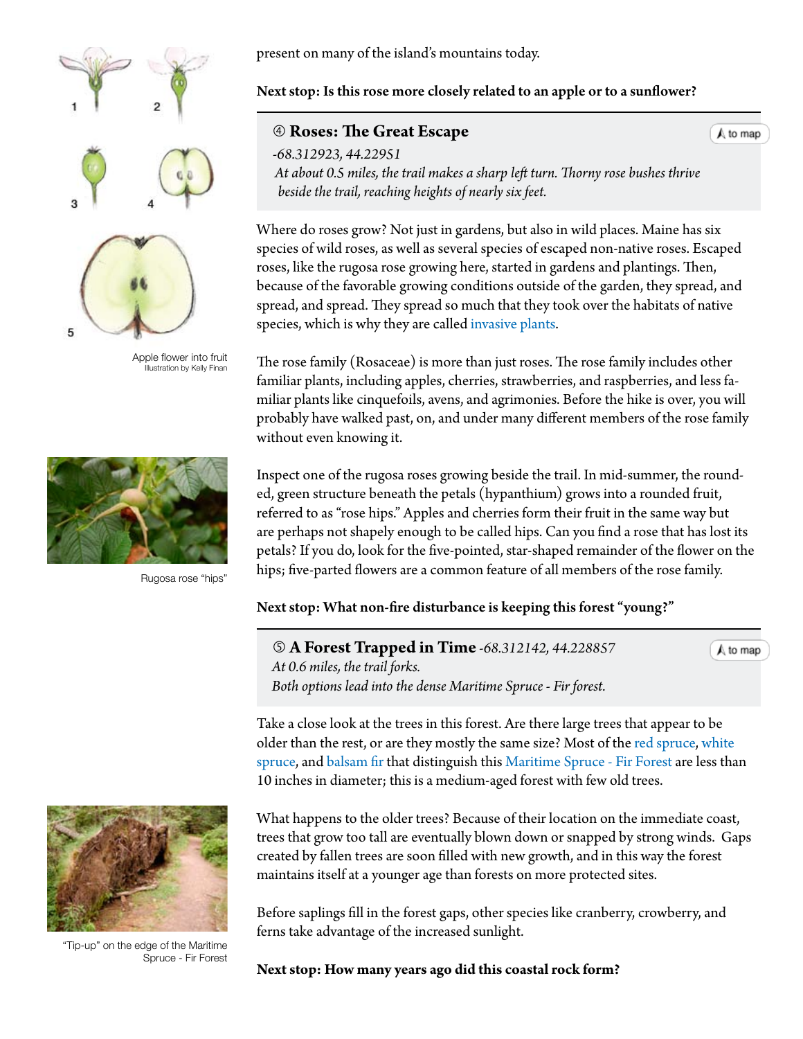present on many of the island's mountains today.

**Next stop: Is this rose more closely related to an apple or to a sunflower?**

## ④ Roses: The Great Escape

to map

*-68.312923, 44.22951*

*At about 0.5 miles, the trail makes a sharp left turn. Thorny rose bushes thrive beside the trail, reaching heights of nearly six feet.*

Where do roses grow? Not just in gardens, but also in wild places. Maine has six species of wild roses, as well as several species of escaped non-native roses. Escaped roses, like the rugosa rose growing here, started in gardens and plantings. Then, because of the favorable growing conditions outside of the garden, they spread, and spread, and spread. They spread so much that they took over the habitats of native species, which is why they are called invasive plants.

The rose family (Rosaceae) is more than just roses. The rose family includes other familiar plants, including apples, cherries, strawberries, and raspberries, and less familiar plants like cinquefoils, avens, and agrimonies. Before the hike is over, you will probably have walked past, on, and under many different members of the rose family without even knowing it.

Apple flower into fruit
Illustration by Kelly Finan

Inspect one of the rugosa roses growing beside the trail. In mid-summer, the rounded, green structure beneath the petals (hypanthium) grows into a rounded fruit, referred to as "rose hips." Apples and cherries form their fruit in the same way but are perhaps not shapely enough to be called hips. Can you find a rose that has lost its petals? If you do, look for the five-pointed, star-shaped remainder of the flower on the hips; five-parted flowers are a common feature of all members of the rose family.

Rugosa rose "hips"

**Next stop: What non-fire disturbance is keeping this forest "young?"**

## ⑤ A Forest Trapped in Time *-68.312142, 44.228857*

to map

*At 0.6 miles, the trail forks.*
*Both options lead into the dense Maritime Spruce - Fir forest.*

Take a close look at the trees in this forest. Are there large trees that appear to be older than the rest, or are they mostly the same size? Most of the red spruce, white spruce, and balsam fir that distinguish this Maritime Spruce - Fir Forest are less than 10 inches in diameter; this is a medium-aged forest with few old trees.

What happens to the older trees? Because of their location on the immediate coast, trees that grow too tall are eventually blown down or snapped by strong winds. Gaps created by fallen trees are soon filled with new growth, and in this way the forest maintains itself at a younger age than forests on more protected sites.

Before saplings fill in the forest gaps, other species like cranberry, crowberry, and ferns take advantage of the increased sunlight.

"Tip-up" on the edge of the Maritime Spruce - Fir Forest

**Next stop: How many years ago did this coastal rock form?**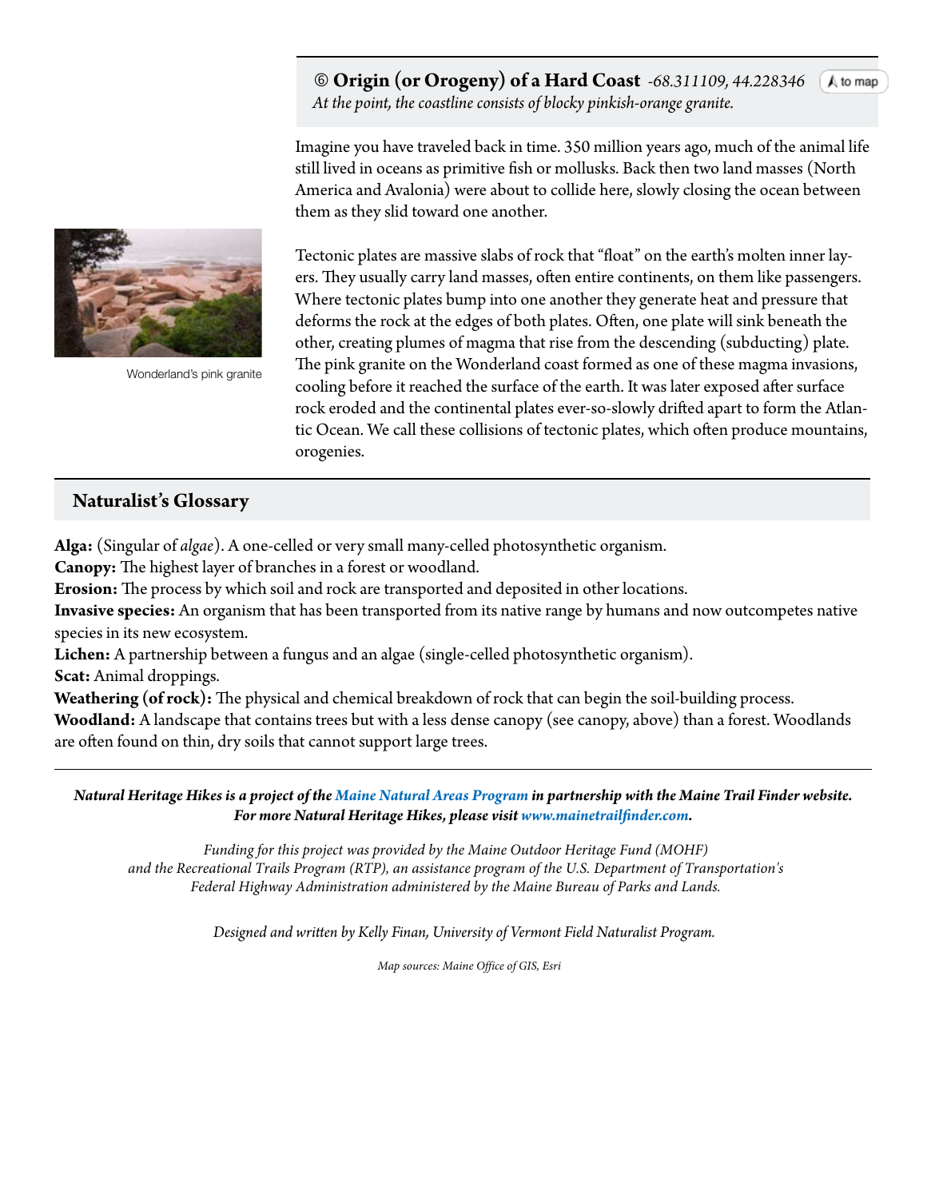## ⑥ Origin (or Orogeny) of a Hard Coast *-68.311109, 44.228346*

*At the point, the coastline consists of blocky pinkish-orange granite.*

Imagine you have traveled back in time. 350 million years ago, much of the animal life still lived in oceans as primitive fish or mollusks. Back then two land masses (North America and Avalonia) were about to collide here, slowly closing the ocean between them as they slid toward one another.

Wonderland's pink granite

Tectonic plates are massive slabs of rock that "float" on the earth's molten inner layers. They usually carry land masses, often entire continents, on them like passengers. Where tectonic plates bump into one another they generate heat and pressure that deforms the rock at the edges of both plates. Often, one plate will sink beneath the other, creating plumes of magma that rise from the descending (subducting) plate. The pink granite on the Wonderland coast formed as one of these magma invasions, cooling before it reached the surface of the earth. It was later exposed after surface rock eroded and the continental plates ever-so-slowly drifted apart to form the Atlantic Ocean. We call these collisions of tectonic plates, which often produce mountains, orogenies.

## Naturalist's Glossary

**Alga:** (Singular of *algae*). A one-celled or very small many-celled photosynthetic organism.
**Canopy:** The highest layer of branches in a forest or woodland.
**Erosion:** The process by which soil and rock are transported and deposited in other locations.
**Invasive species:** An organism that has been transported from its native range by humans and now outcompetes native species in its new ecosystem.
**Lichen:** A partnership between a fungus and an algae (single-celled photosynthetic organism).
**Scat:** Animal droppings.
**Weathering (of rock):** The physical and chemical breakdown of rock that can begin the soil-building process.
**Woodland:** A landscape that contains trees but with a less dense canopy (see canopy, above) than a forest. Woodlands are often found on thin, dry soils that cannot support large trees.

***Natural Heritage Hikes is a project of the Maine Natural Areas Program in partnership with the Maine Trail Finder website. For more Natural Heritage Hikes, please visit www.mainetrailfinder.com.***

*Funding for this project was provided by the Maine Outdoor Heritage Fund (MOHF) and the Recreational Trails Program (RTP), an assistance program of the U.S. Department of Transportation's Federal Highway Administration administered by the Maine Bureau of Parks and Lands.*

*Designed and written by Kelly Finan, University of Vermont Field Naturalist Program.*

*Map sources: Maine Office of GIS, Esri*